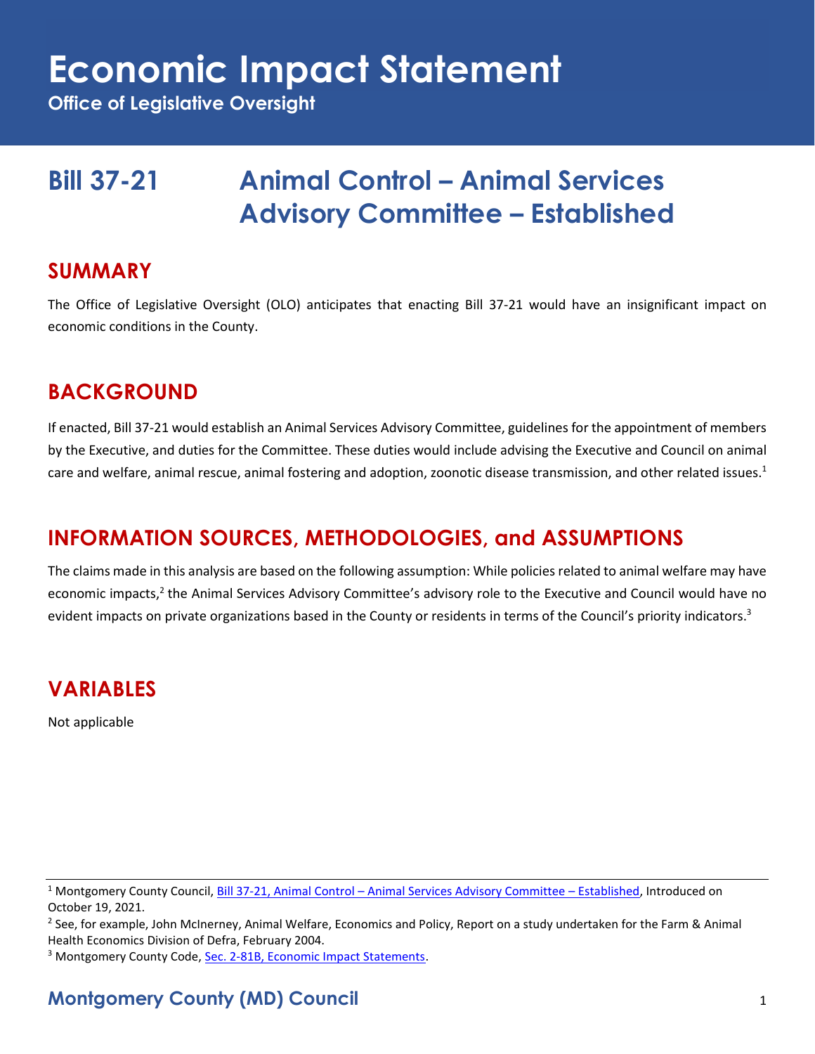# Economic Impact Statement

**Office of Legislative Oversight**

## Bill 37-21 Animal Control – Animal Services Advisory Committee – Established

## SUMMARY

The Office of Legislative Oversight (OLO) anticipates that enacting Bill 37-21 would have an insignificant impact on economic conditions in the County.

## BACKGROUND

If enacted, Bill 37-21 would establish an Animal Services Advisory Committee, guidelines for the appointment of members by the Executive, and duties for the Committee. These duties would include advising the Executive and Council on animal care and welfare, animal rescue, animal fostering and adoption, zoonotic disease transmission, and other related issues.[1]

## INFORMATION SOURCES, METHODOLOGIES, and ASSUMPTIONS

The claims made in this analysis are based on the following assumption: While policies related to animal welfare may have economic impacts,[2] the Animal Services Advisory Committee's advisory role to the Executive and Council would have no evident impacts on private organizations based in the County or residents in terms of the Council's priority indicators.[3]

## VARIABLES

Not applicable

---

[1] Montgomery County Council, Bill 37-21, Animal Control – Animal Services Advisory Committee – Established, Introduced on October 19, 2021.

[2] See, for example, John McInerney, Animal Welfare, Economics and Policy, Report on a study undertaken for the Farm & Animal Health Economics Division of Defra, February 2004.

[3] Montgomery County Code, Sec. 2-81B, Economic Impact Statements.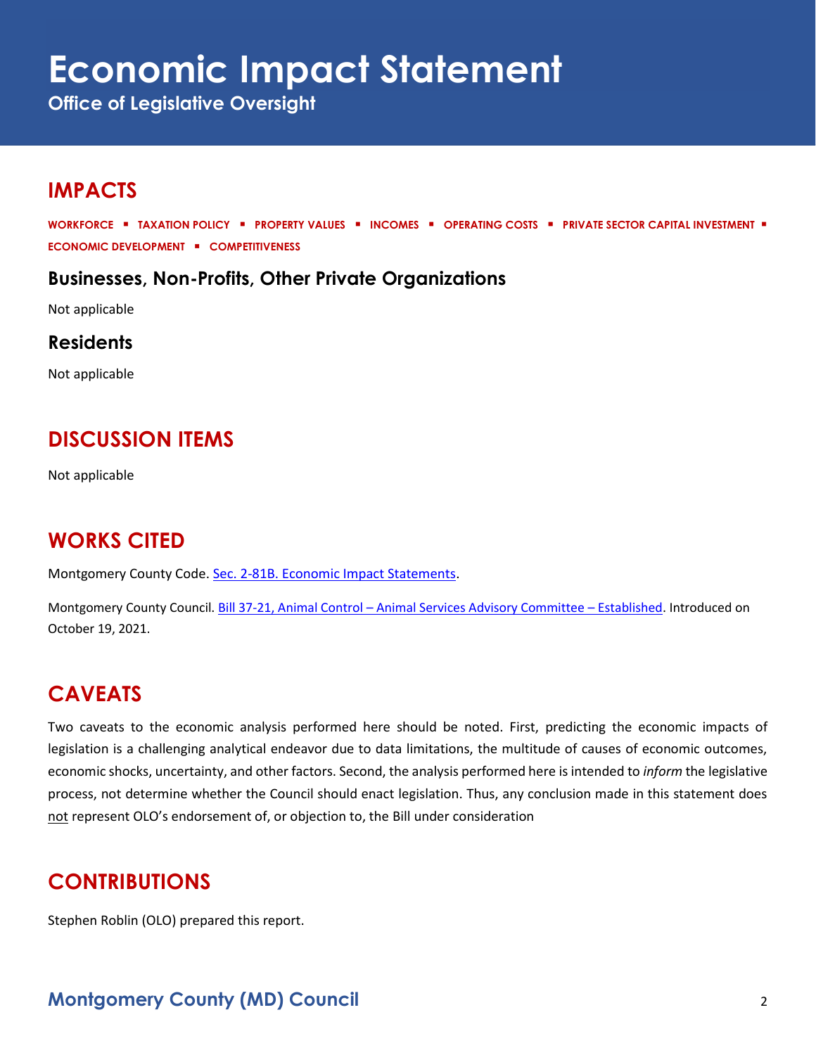# Economic Impact Statement

**Office of Legislative Oversight**

## IMPACTS

**WORKFORCE ▪ TAXATION POLICY ▪ PROPERTY VALUES ▪ INCOMES ▪ OPERATING COSTS ▪ PRIVATE SECTOR CAPITAL INVESTMENT ▪ ECONOMIC DEVELOPMENT ▪ COMPETITIVENESS**

### Businesses, Non-Profits, Other Private Organizations

Not applicable

### Residents

Not applicable

## DISCUSSION ITEMS

Not applicable

## WORKS CITED

Montgomery County Code. Sec. 2-81B. Economic Impact Statements.

Montgomery County Council. Bill 37-21, Animal Control – Animal Services Advisory Committee – Established. Introduced on October 19, 2021.

## CAVEATS

Two caveats to the economic analysis performed here should be noted. First, predicting the economic impacts of legislation is a challenging analytical endeavor due to data limitations, the multitude of causes of economic outcomes, economic shocks, uncertainty, and other factors. Second, the analysis performed here is intended to *inform* the legislative process, not determine whether the Council should enact legislation. Thus, any conclusion made in this statement does not represent OLO's endorsement of, or objection to, the Bill under consideration

## CONTRIBUTIONS

Stephen Roblin (OLO) prepared this report.